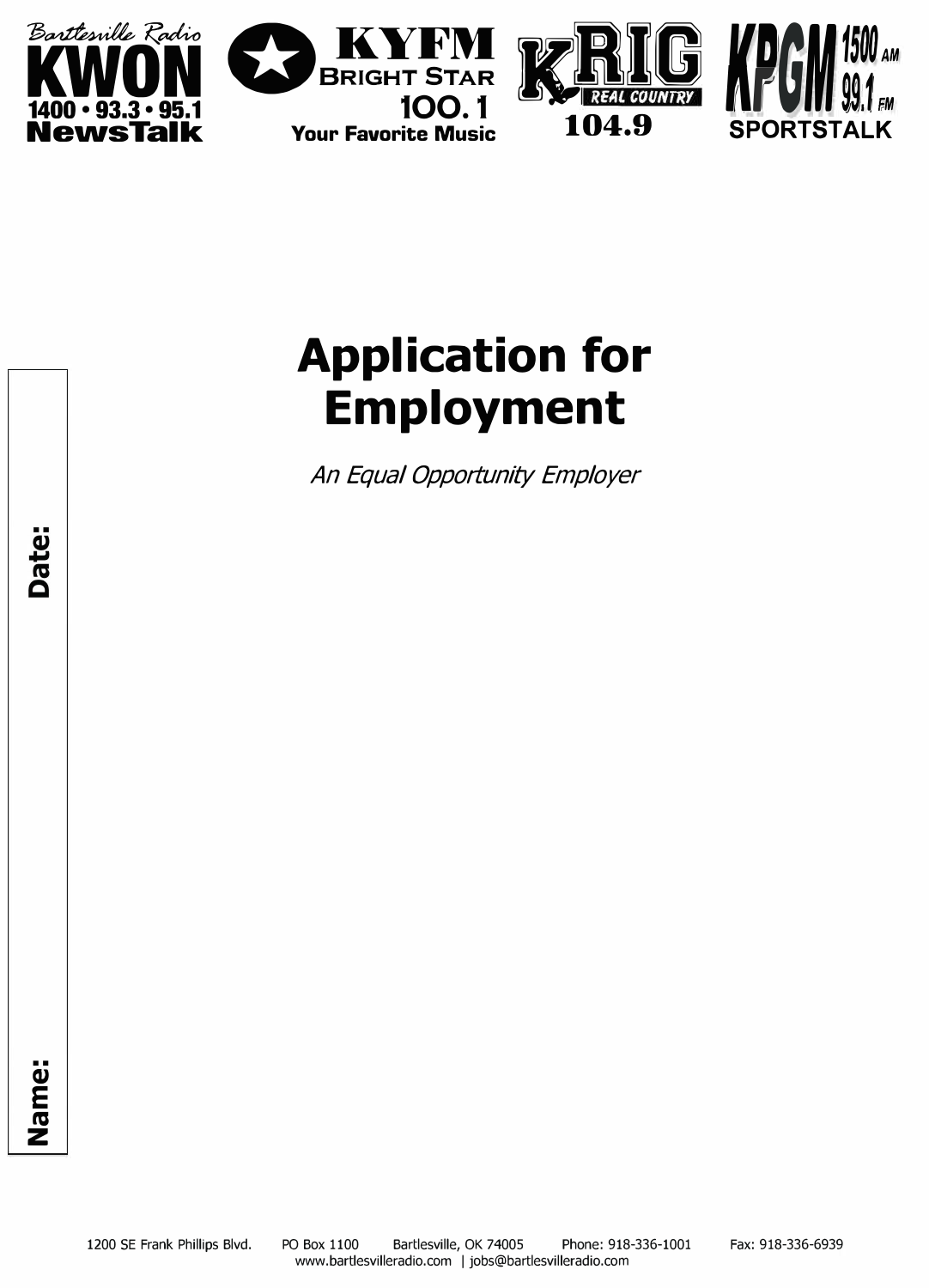Bartlesville Radio
KWON
1400 • 93.3 • 95.1
NewsTalk

KYFM
Bright Star
100.1
Your Favorite Music

KRIG
REAL COUNTRY
104.9

KPGM 1500 AM 99.1 FM
SPORTSTALK

# Application for Employment

*An Equal Opportunity Employer*

**Date:**

**Name:**

1200 SE Frank Phillips Blvd. PO Box 1100 Bartlesville, OK 74005 Phone: 918-336-1001 Fax: 918-336-6939
www.bartlesvilleradio.com | jobs@bartlesvilleradio.com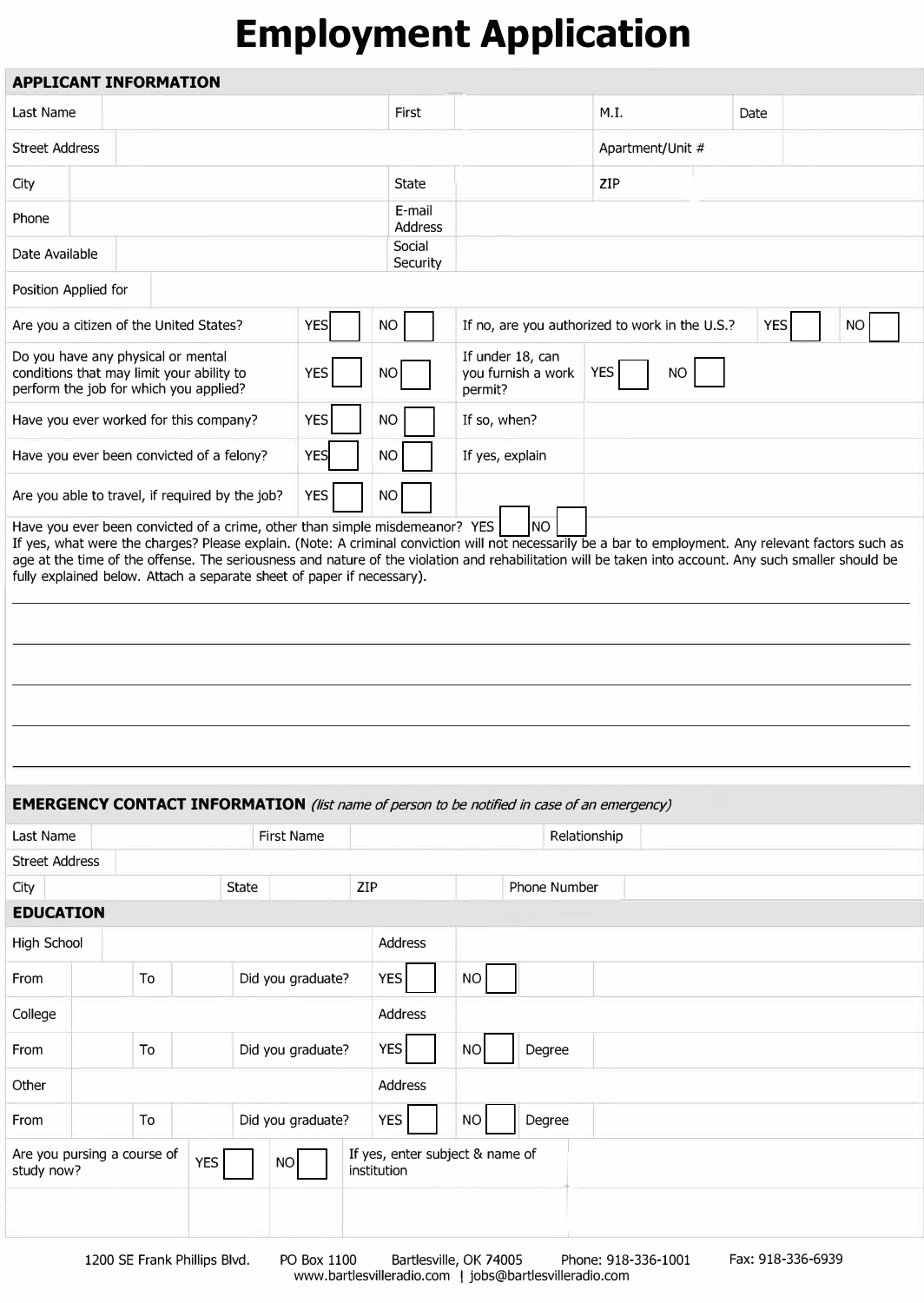# Employment Application

## APPLICANT INFORMATION

| | | | | | | | |
|---|---|---|---|---|---|---|---|
| Last Name | | First | | M.I. | | Date | |
| Street Address | | | | Apartment/Unit # | | | |
| City | | State | | ZIP | | | |
| Phone | | E-mail Address | | | | | |
| Date Available | | Social Security | | | | | |
| Position Applied for | | | | | | | |

| | | | | | | |
|---|---|---|---|---|---|---|
| Are you a citizen of the United States? | YES ☐ | NO ☐ | If no, are you authorized to work in the U.S.? | YES ☐ | NO ☐ | |
| Do you have any physical or mental conditions that may limit your ability to perform the job for which you applied? | YES ☐ | NO ☐ | If under 18, can you furnish a work permit? | YES ☐ | NO ☐ | |
| Have you ever worked for this company? | YES ☐ | NO ☐ | If so, when? | | | |
| Have you ever been convicted of a felony? | YES ☐ | NO ☐ | If yes, explain | | | |
| Are you able to travel, if required by the job? | YES ☐ | NO ☐ | | | | |

Have you ever been convicted of a crime, other than simple misdemeanor? YES ☐ NO ☐

If yes, what were the charges? Please explain. (Note: A criminal conviction will not necessarily be a bar to employment. Any relevant factors such as age at the time of the offense. The seriousness and nature of the violation and rehabilitation will be taken into account. Any such smaller should be fully explained below. Attach a separate sheet of paper if necessary).

______________________________________________________________________

______________________________________________________________________

______________________________________________________________________

______________________________________________________________________

______________________________________________________________________

## EMERGENCY CONTACT INFORMATION *(list name of person to be notified in case of an emergency)*

| | | | | | | | |
|---|---|---|---|---|---|---|---|
| Last Name | | First Name | | Relationship | | | |
| Street Address | | | | | | | |
| City | | State | | ZIP | | Phone Number | |

## EDUCATION

| | | | | | | | |
|---|---|---|---|---|---|---|---|
| High School | | | | Address | | | |
| From | | To | | Did you graduate? | YES ☐ | NO ☐ | |
| College | | | | Address | | | |
| From | | To | | Did you graduate? | YES ☐ | NO ☐ | Degree |
| Other | | | | Address | | | |
| From | | To | | Did you graduate? | YES ☐ | NO ☐ | Degree |

| | | | |
|---|---|---|---|
| Are you pursing a course of study now? | YES ☐ | NO ☐ | If yes, enter subject & name of institution |
| | | | |

1200 SE Frank Phillips Blvd. PO Box 1100 Bartlesville, OK 74005 Phone: 918-336-1001 Fax: 918-336-6939
www.bartlesvilleradio.com | jobs@bartlesvilleradio.com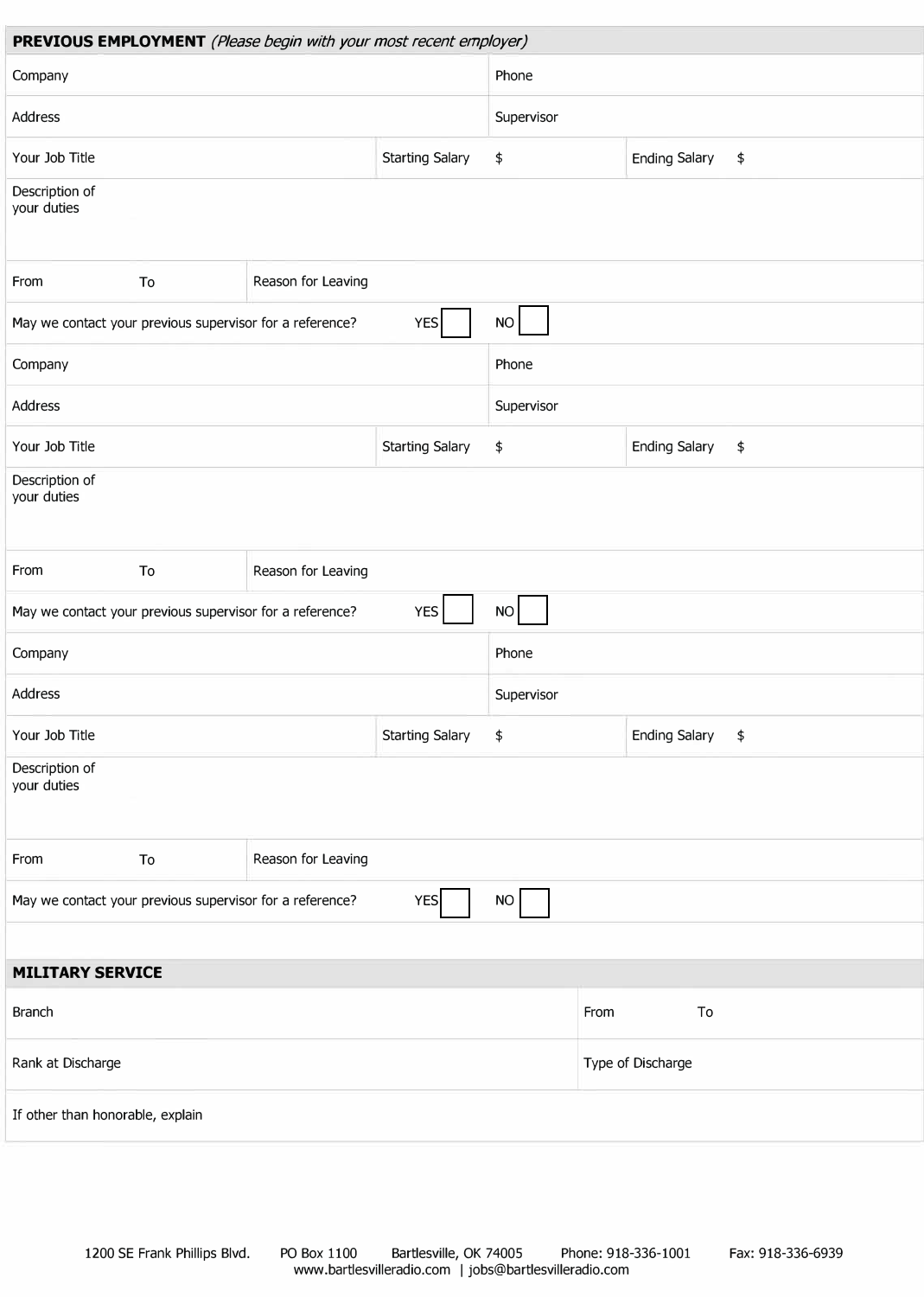## PREVIOUS EMPLOYMENT *(Please begin with your most recent employer)*

| | | | |
|---|---|---|---|
| Company | | Phone | |
| Address | | Supervisor | |
| Your Job Title | Starting Salary $ | | Ending Salary $ |
| Description of your duties | | | |
| From To | Reason for Leaving | | |
| May we contact your previous supervisor for a reference? | YES ☐ | NO ☐ | |
| Company | | Phone | |
| Address | | Supervisor | |
| Your Job Title | Starting Salary $ | | Ending Salary $ |
| Description of your duties | | | |
| From To | Reason for Leaving | | |
| May we contact your previous supervisor for a reference? | YES ☐ | NO ☐ | |
| Company | | Phone | |
| Address | | Supervisor | |
| Your Job Title | Starting Salary $ | | Ending Salary $ |
| Description of your duties | | | |
| From To | Reason for Leaving | | |
| May we contact your previous supervisor for a reference? | YES ☐ | NO ☐ | |

## MILITARY SERVICE

| | |
|---|---|
| Branch | From To |
| Rank at Discharge | Type of Discharge |
| If other than honorable, explain | |

1200 SE Frank Phillips Blvd. PO Box 1100 Bartlesville, OK 74005 Phone: 918-336-1001 Fax: 918-336-6939
www.bartlesvilleradio.com | jobs@bartlesvilleradio.com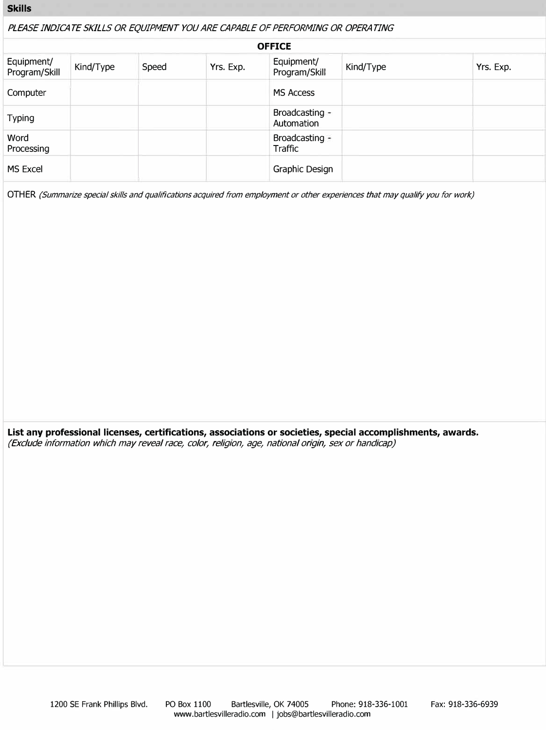## Skills

*PLEASE INDICATE SKILLS OR EQUIPMENT YOU ARE CAPABLE OF PERFORMING OR OPERATING*

**OFFICE**

| Equipment/ Program/Skill | Kind/Type | Speed | Yrs. Exp. | Equipment/ Program/Skill | Kind/Type | Yrs. Exp. |
|---|---|---|---|---|---|---|
| Computer | | | | MS Access | | |
| Typing | | | | Broadcasting - Automation | | |
| Word Processing | | | | Broadcasting - Traffic | | |
| MS Excel | | | | Graphic Design | | |

OTHER *(Summarize special skills and qualifications acquired from employment or other experiences that may qualify you for work)*

**List any professional licenses, certifications, associations or societies, special accomplishments, awards.**
*(Exclude information which may reveal race, color, religion, age, national origin, sex or handicap)*

1200 SE Frank Phillips Blvd. PO Box 1100 Bartlesville, OK 74005 Phone: 918-336-1001 Fax: 918-336-6939
www.bartlesvilleradio.com | jobs@bartlesvilleradio.com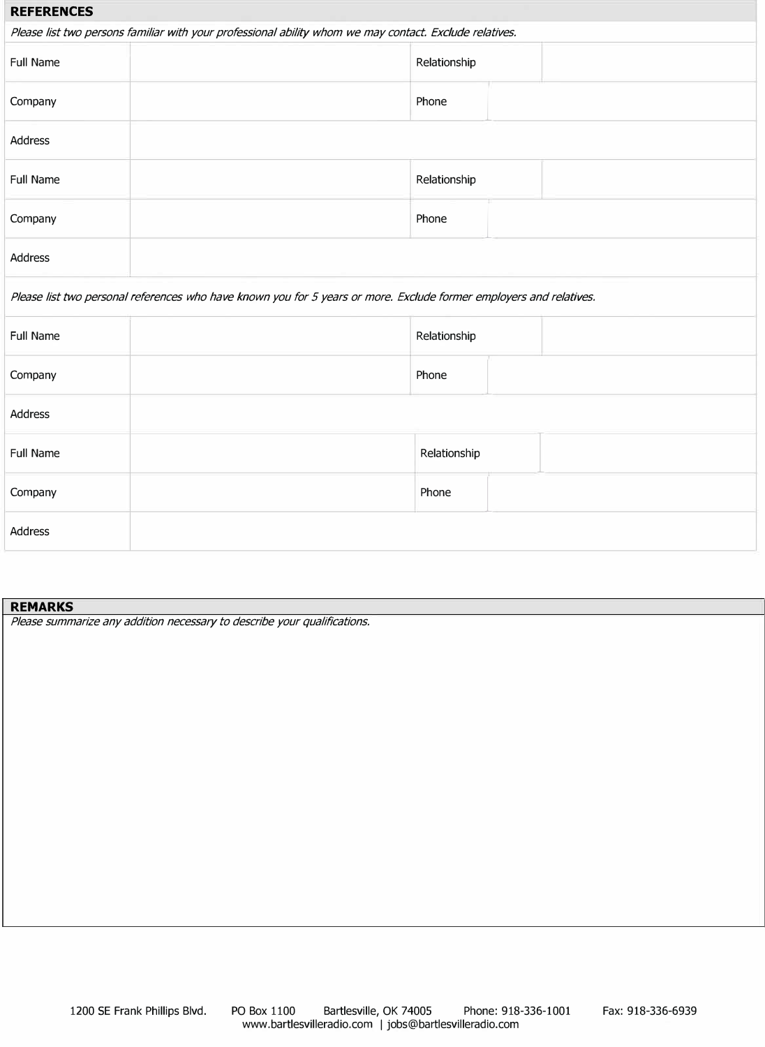## REFERENCES

*Please list two persons familiar with your professional ability whom we may contact. Exclude relatives.*

| | | | |
|---|---|---|---|
| Full Name | | Relationship | |
| Company | | Phone | |
| Address | | | |
| Full Name | | Relationship | |
| Company | | Phone | |
| Address | | | |

*Please list two personal references who have known you for 5 years or more. Exclude former employers and relatives.*

| | | | |
|---|---|---|---|
| Full Name | | Relationship | |
| Company | | Phone | |
| Address | | | |
| Full Name | | Relationship | |
| Company | | Phone | |
| Address | | | |

## REMARKS

*Please summarize any addition necessary to describe your qualifications.*

1200 SE Frank Phillips Blvd. PO Box 1100 Bartlesville, OK 74005 Phone: 918-336-1001 Fax: 918-336-6939
www.bartlesvilleradio.com | jobs@bartlesvilleradio.com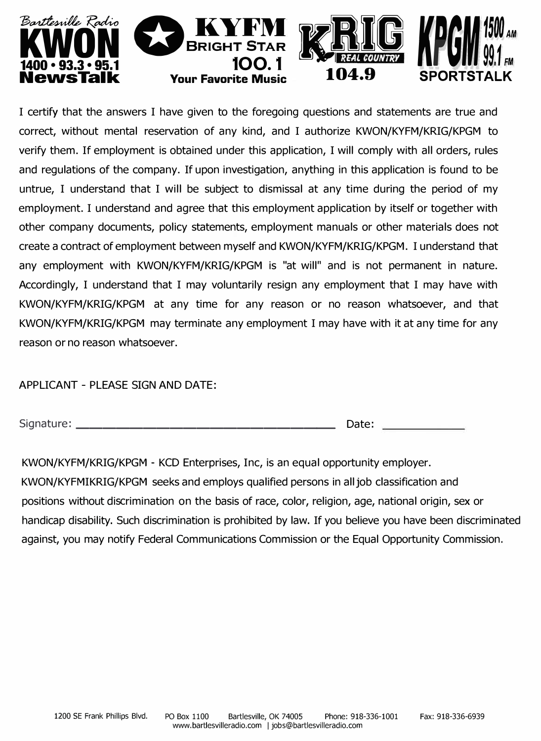Bartlesville Radio **KWON** 1400 • 93.3 • 95.1 **NewsTalk** | **KYFM** BRIGHT STAR 100.1 Your Favorite Music | **KRIG** REAL COUNTRY 104.9 | **KPGM** 1500 AM 99.1 FM SPORTSTALK

I certify that the answers I have given to the foregoing questions and statements are true and correct, without mental reservation of any kind, and I authorize KWON/KYFM/KRIG/KPGM to verify them. If employment is obtained under this application, I will comply with all orders, rules and regulations of the company. If upon investigation, anything in this application is found to be untrue, I understand that I will be subject to dismissal at any time during the period of my employment. I understand and agree that this employment application by itself or together with other company documents, policy statements, employment manuals or other materials does not create a contract of employment between myself and KWON/KYFM/KRIG/KPGM. I understand that any employment with KWON/KYFM/KRIG/KPGM is "at will" and is not permanent in nature. Accordingly, I understand that I may voluntarily resign any employment that I may have with KWON/KYFM/KRIG/KPGM at any time for any reason or no reason whatsoever, and that KWON/KYFM/KRIG/KPGM may terminate any employment I may have with it at any time for any reason or no reason whatsoever.

APPLICANT - PLEASE SIGN AND DATE:

Signature: ______________________________________ Date: ____________

KWON/KYFM/KRIG/KPGM - KCD Enterprises, Inc, is an equal opportunity employer. KWON/KYFMIKRIG/KPGM seeks and employs qualified persons in all job classification and positions without discrimination on the basis of race, color, religion, age, national origin, sex or handicap disability. Such discrimination is prohibited by law. If you believe you have been discriminated against, you may notify Federal Communications Commission or the Equal Opportunity Commission.

1200 SE Frank Phillips Blvd. PO Box 1100 Bartlesville, OK 74005 Phone: 918-336-1001 Fax: 918-336-6939
www.bartlesvilleradio.com | jobs@bartlesvilleradio.com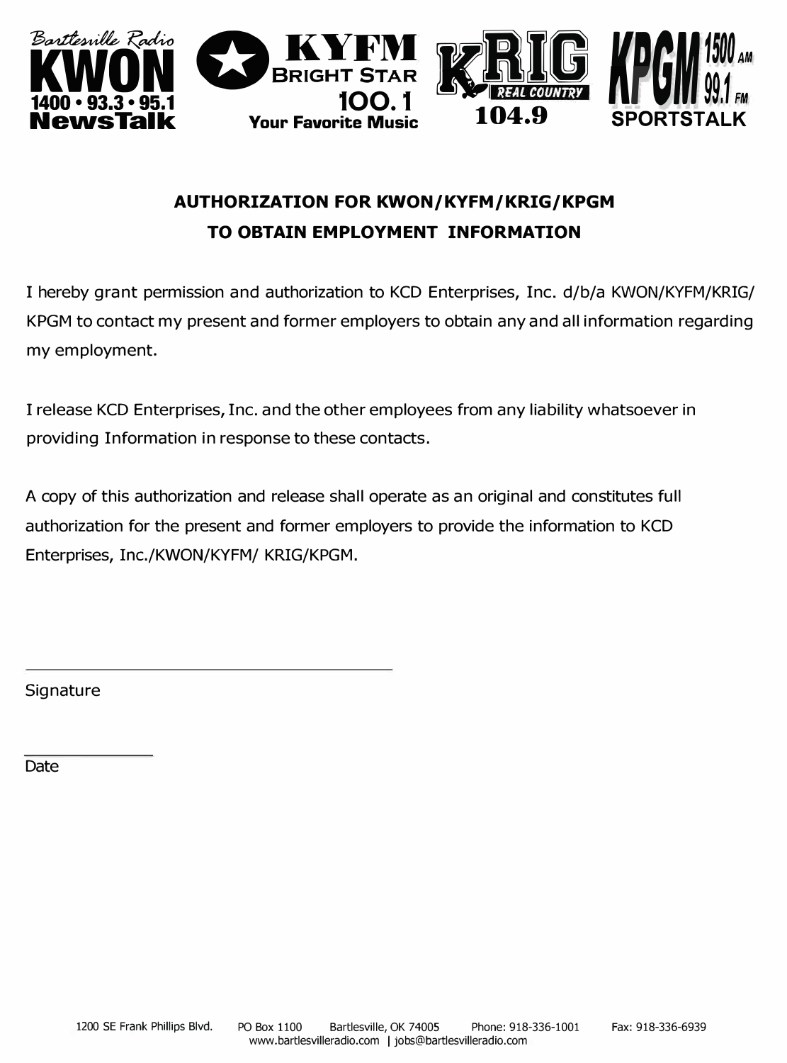Bartlesville Radio **KWON** 1400 • 93.3 • 95.1 **NewsTalk**

**KYFM** BRIGHT STAR 100.1 Your Favorite Music

**KRIG** REAL COUNTRY 104.9

**KPGM** 1500 AM 99.1 FM SPORTSTALK

## AUTHORIZATION FOR KWON/KYFM/KRIG/KPGM TO OBTAIN EMPLOYMENT INFORMATION

I hereby grant permission and authorization to KCD Enterprises, Inc. d/b/a KWON/KYFM/KRIG/KPGM to contact my present and former employers to obtain any and all information regarding my employment.

I release KCD Enterprises, Inc. and the other employees from any liability whatsoever in providing Information in response to these contacts.

A copy of this authorization and release shall operate as an original and constitutes full authorization for the present and former employers to provide the information to KCD Enterprises, Inc./KWON/KYFM/ KRIG/KPGM.

______________________________

Signature

____________

Date

1200 SE Frank Phillips Blvd. PO Box 1100 Bartlesville, OK 74005 Phone: 918-336-1001 Fax: 918-336-6939
www.bartlesvilleradio.com | jobs@bartlesvilleradio.com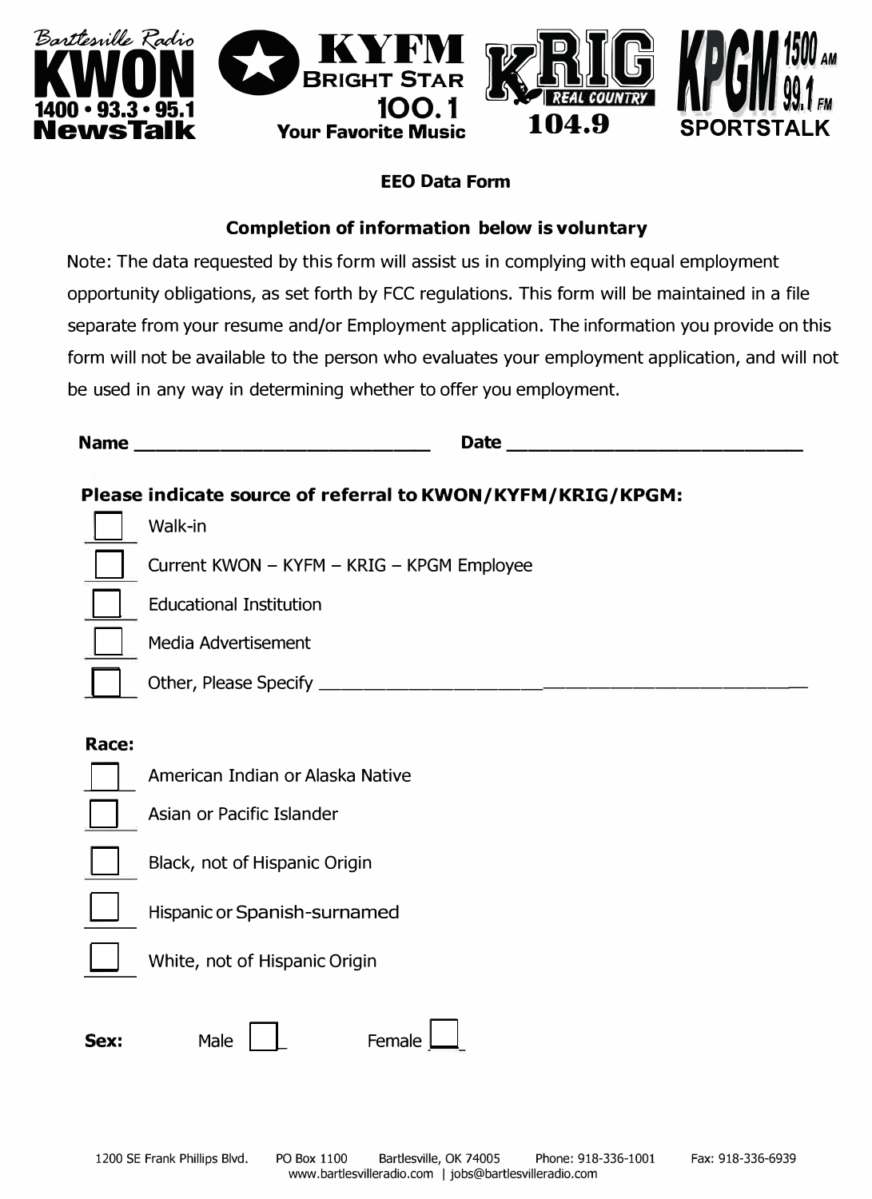Bartlesville Radio **KWON** 1400 • 93.3 • 95.1 **NewsTalk** | **KYFM** Bright Star 100.1 Your Favorite Music | **KRIG** Real Country 104.9 | **KPGM** 1500 AM 99.1 FM SPORTSTALK

## EEO Data Form

**Completion of information below is voluntary**

Note: The data requested by this form will assist us in complying with equal employment opportunity obligations, as set forth by FCC regulations. This form will be maintained in a file separate from your resume and/or Employment application. The information you provide on this form will not be available to the person who evaluates your employment application, and will not be used in any way in determining whether to offer you employment.

**Name** ____________________________ **Date** ____________________________

**Please indicate source of referral to KWON/KYFM/KRIG/KPGM:**

- ☐ Walk-in
- ☐ Current KWON – KYFM – KRIG – KPGM Employee
- ☐ Educational Institution
- ☐ Media Advertisement
- ☐ Other, Please Specify ______________________________________________

**Race:**

- ☐ American Indian or Alaska Native
- ☐ Asian or Pacific Islander
- ☐ Black, not of Hispanic Origin
- ☐ Hispanic or Spanish-surnamed
- ☐ White, not of Hispanic Origin

**Sex:** Male ☐ Female ☐

1200 SE Frank Phillips Blvd. PO Box 1100 Bartlesville, OK 74005 Phone: 918-336-1001 Fax: 918-336-6939
www.bartlesvilleradio.com | jobs@bartlesvilleradio.com